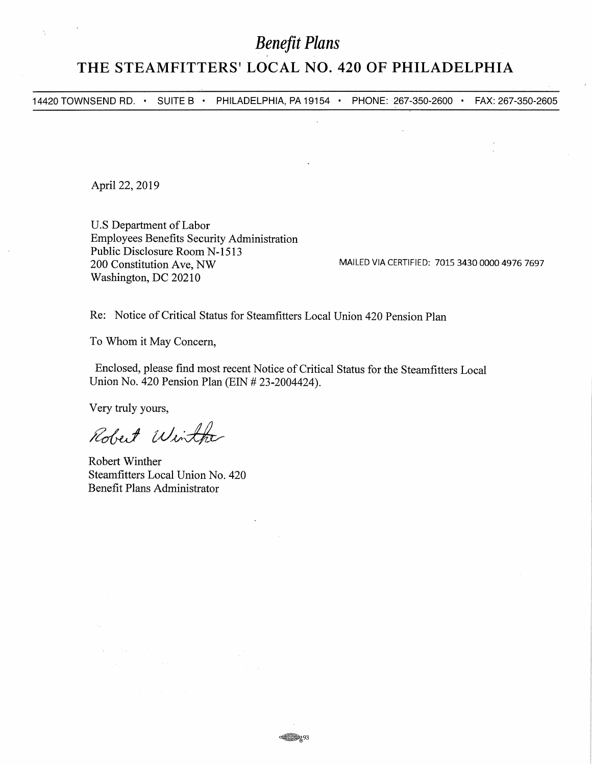# *Benefit Plans*

## THE STEAMFITTERS' LOCAL NO. 420 OF PHILADELPHIA

14420 TOWNSEND RD. • SUITE B • PHILADELPHIA, PA 19154 • PHONE: 267-350-2600 • FAX: 267-350-2605

April 22, 2019

U.S Department of Labor
Employees Benefits Security Administration
Public Disclosure Room N-1513
200 Constitution Ave, NW
Washington, DC 20210

MAILED VIA CERTIFIED: 7015 3430 0000 4976 7697

Re: Notice of Critical Status for Steamfitters Local Union 420 Pension Plan

To Whom it May Concern,

Enclosed, please find most recent Notice of Critical Status for the Steamfitters Local Union No. 420 Pension Plan (EIN # 23-2004424).

Very truly yours,

*Robert Winther*

Robert Winther
Steamfitters Local Union No. 420
Benefit Plans Administrator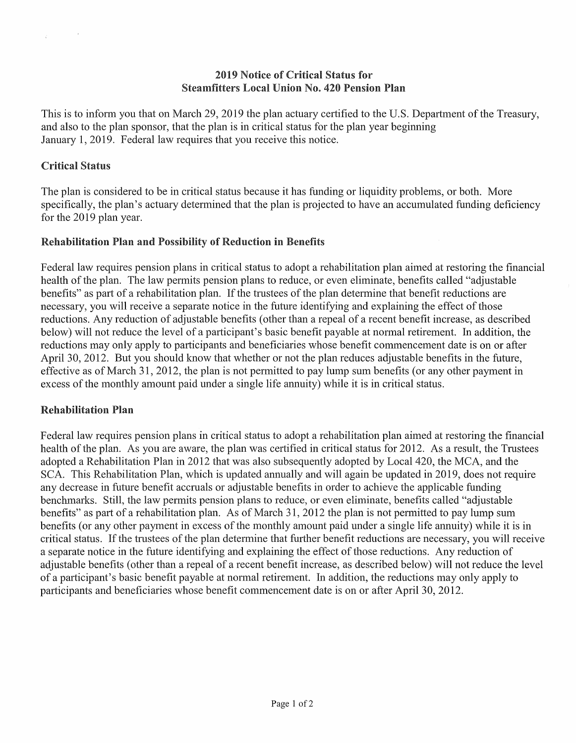## 2019 Notice of Critical Status for Steamfitters Local Union No. 420 Pension Plan

This is to inform you that on March 29, 2019 the plan actuary certified to the U.S. Department of the Treasury, and also to the plan sponsor, that the plan is in critical status for the plan year beginning January 1, 2019. Federal law requires that you receive this notice.

### Critical Status

The plan is considered to be in critical status because it has funding or liquidity problems, or both. More specifically, the plan's actuary determined that the plan is projected to have an accumulated funding deficiency for the 2019 plan year.

### Rehabilitation Plan and Possibility of Reduction in Benefits

Federal law requires pension plans in critical status to adopt a rehabilitation plan aimed at restoring the financial health of the plan. The law permits pension plans to reduce, or even eliminate, benefits called "adjustable benefits" as part of a rehabilitation plan. If the trustees of the plan determine that benefit reductions are necessary, you will receive a separate notice in the future identifying and explaining the effect of those reductions. Any reduction of adjustable benefits (other than a repeal of a recent benefit increase, as described below) will not reduce the level of a participant's basic benefit payable at normal retirement. In addition, the reductions may only apply to participants and beneficiaries whose benefit commencement date is on or after April 30, 2012. But you should know that whether or not the plan reduces adjustable benefits in the future, effective as of March 31, 2012, the plan is not permitted to pay lump sum benefits (or any other payment in excess of the monthly amount paid under a single life annuity) while it is in critical status.

### Rehabilitation Plan

Federal law requires pension plans in critical status to adopt a rehabilitation plan aimed at restoring the financial health of the plan. As you are aware, the plan was certified in critical status for 2012. As a result, the Trustees adopted a Rehabilitation Plan in 2012 that was also subsequently adopted by Local 420, the MCA, and the SCA. This Rehabilitation Plan, which is updated annually and will again be updated in 2019, does not require any decrease in future benefit accruals or adjustable benefits in order to achieve the applicable funding benchmarks. Still, the law permits pension plans to reduce, or even eliminate, benefits called "adjustable benefits" as part of a rehabilitation plan. As of March 31, 2012 the plan is not permitted to pay lump sum benefits (or any other payment in excess of the monthly amount paid under a single life annuity) while it is in critical status. If the trustees of the plan determine that further benefit reductions are necessary, you will receive a separate notice in the future identifying and explaining the effect of those reductions. Any reduction of adjustable benefits (other than a repeal of a recent benefit increase, as described below) will not reduce the level of a participant's basic benefit payable at normal retirement. In addition, the reductions may only apply to participants and beneficiaries whose benefit commencement date is on or after April 30, 2012.